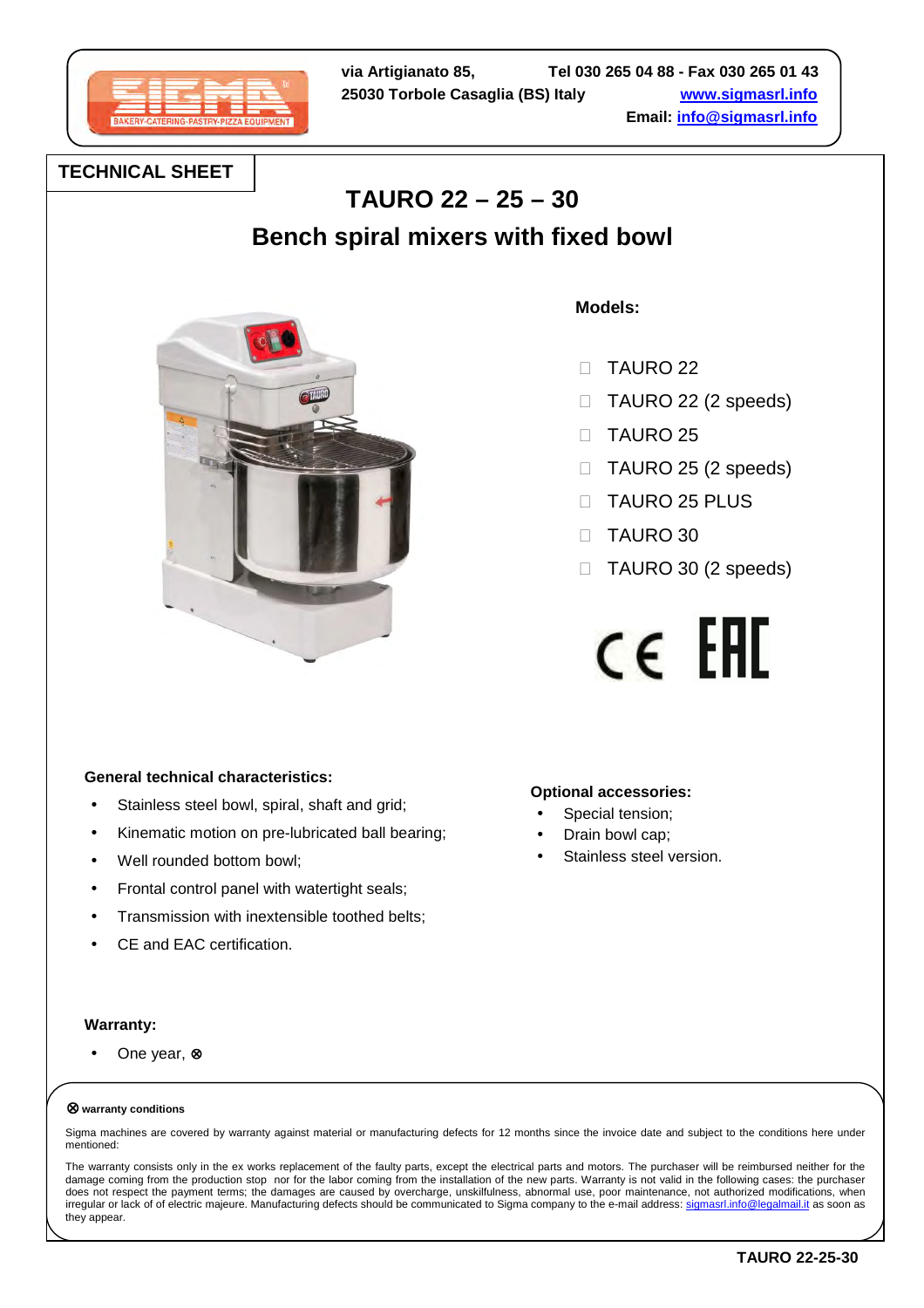via Artigianato 85,
25030 Torbole Casaglia (BS) Italy

Tel 030 265 04 88 - Fax 030 265 01 43
www.sigmasrl.info
Email: info@sigmasrl.info

**TECHNICAL SHEET**

# TAURO 22 – 25 – 30

## Bench spiral mixers with fixed bowl

**Models:**

- TAURO 22
- TAURO 22 (2 speeds)
- TAURO 25
- TAURO 25 (2 speeds)
- TAURO 25 PLUS
- TAURO 30
- TAURO 30 (2 speeds)

**General technical characteristics:**

- Stainless steel bowl, spiral, shaft and grid;
- Kinematic motion on pre-lubricated ball bearing;
- Well rounded bottom bowl;
- Frontal control panel with watertight seals;
- Transmission with inextensible toothed belts;
- CE and EAC certification.

**Optional accessories:**

- Special tension;
- Drain bowl cap;
- Stainless steel version.

**Warranty:**

- One year, ⊗

⊗ **warranty conditions**

Sigma machines are covered by warranty against material or manufacturing defects for 12 months since the invoice date and subject to the conditions here under mentioned:

The warranty consists only in the ex works replacement of the faulty parts, except the electrical parts and motors. The purchaser will be reimbursed neither for the damage coming from the production stop nor for the labor coming from the installation of the new parts. Warranty is not valid in the following cases: the purchaser does not respect the payment terms; the damages are caused by overcharge, unskilfulness, abnormal use, poor maintenance, not authorized modifications, when irregular or lack of of electric majeure. Manufacturing defects should be communicated to Sigma company to the e-mail address: sigmasrl.info@legalmail.it as soon as they appear.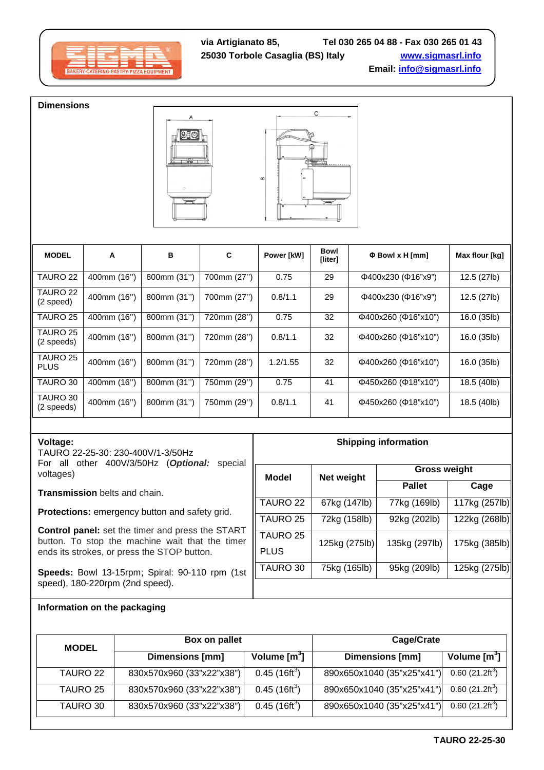via Artigianato 85,
25030 Torbole Casaglia (BS) Italy

Tel 030 265 04 88 - Fax 030 265 01 43
www.sigmasrl.info
Email: info@sigmasrl.info

## Dimensions

A

C

B

| MODEL | A | B | C | Power [kW] | Bowl [liter] | Φ Bowl x H [mm] | Max flour [kg] |
|---|---|---|---|---|---|---|---|
| TAURO 22 | 400mm (16'') | 800mm (31'') | 700mm (27'') | 0.75 | 29 | Φ400x230 (Φ16"x9") | 12.5 (27lb) |
| TAURO 22 (2 speed) | 400mm (16'') | 800mm (31'') | 700mm (27'') | 0.8/1.1 | 29 | Φ400x230 (Φ16"x9") | 12.5 (27lb) |
| TAURO 25 | 400mm (16'') | 800mm (31'') | 720mm (28'') | 0.75 | 32 | Φ400x260 (Φ16"x10") | 16.0 (35lb) |
| TAURO 25 (2 speeds) | 400mm (16'') | 800mm (31'') | 720mm (28'') | 0.8/1.1 | 32 | Φ400x260 (Φ16"x10") | 16.0 (35lb) |
| TAURO 25 PLUS | 400mm (16'') | 800mm (31'') | 720mm (28'') | 1.2/1.55 | 32 | Φ400x260 (Φ16"x10") | 16.0 (35lb) |
| TAURO 30 | 400mm (16'') | 800mm (31'') | 750mm (29'') | 0.75 | 41 | Φ450x260 (Φ18"x10") | 18.5 (40lb) |
| TAURO 30 (2 speeds) | 400mm (16'') | 800mm (31'') | 750mm (29'') | 0.8/1.1 | 41 | Φ450x260 (Φ18"x10") | 18.5 (40lb) |

**Voltage:**
TAURO 22-25-30: 230-400V/1-3/50Hz
For all other 400V/3/50Hz (***Optional:*** special voltages)

**Transmission** belts and chain.

**Protections:** emergency button and safety grid.

**Control panel:** set the timer and press the START button. To stop the machine wait that the timer ends its strokes, or press the STOP button.

**Speeds:** Bowl 13-15rpm; Spiral: 90-110 rpm (1st speed), 180-220rpm (2nd speed).

### Shipping information

| Model | Net weight | Gross weight | |
|---|---|---|---|
| | | Pallet | Cage |
| TAURO 22 | 67kg (147lb) | 77kg (169lb) | 117kg (257lb) |
| TAURO 25 | 72kg (158lb) | 92kg (202lb) | 122kg (268lb) |
| TAURO 25 PLUS | 125kg (275lb) | 135kg (297lb) | 175kg (385lb) |
| TAURO 30 | 75kg (165lb) | 95kg (209lb) | 125kg (275lb) |

### Information on the packaging

| MODEL | Box on pallet | | Cage/Crate | |
|---|---|---|---|---|
| | Dimensions [mm] | Volume [$m^3$] | Dimensions [mm] | Volume [$m^3$] |
| TAURO 22 | 830x570x960 (33"x22"x38") | 0.45 (16$ft^3$) | 890x650x1040 (35"x25"x41") | 0.60 (21.2$ft^3$) |
| TAURO 25 | 830x570x960 (33"x22"x38") | 0.45 (16$ft^3$) | 890x650x1040 (35"x25"x41") | 0.60 (21.2$ft^3$) |
| TAURO 30 | 830x570x960 (33"x22"x38") | 0.45 (16$ft^3$) | 890x650x1040 (35"x25"x41") | 0.60 (21.2$ft^3$) |